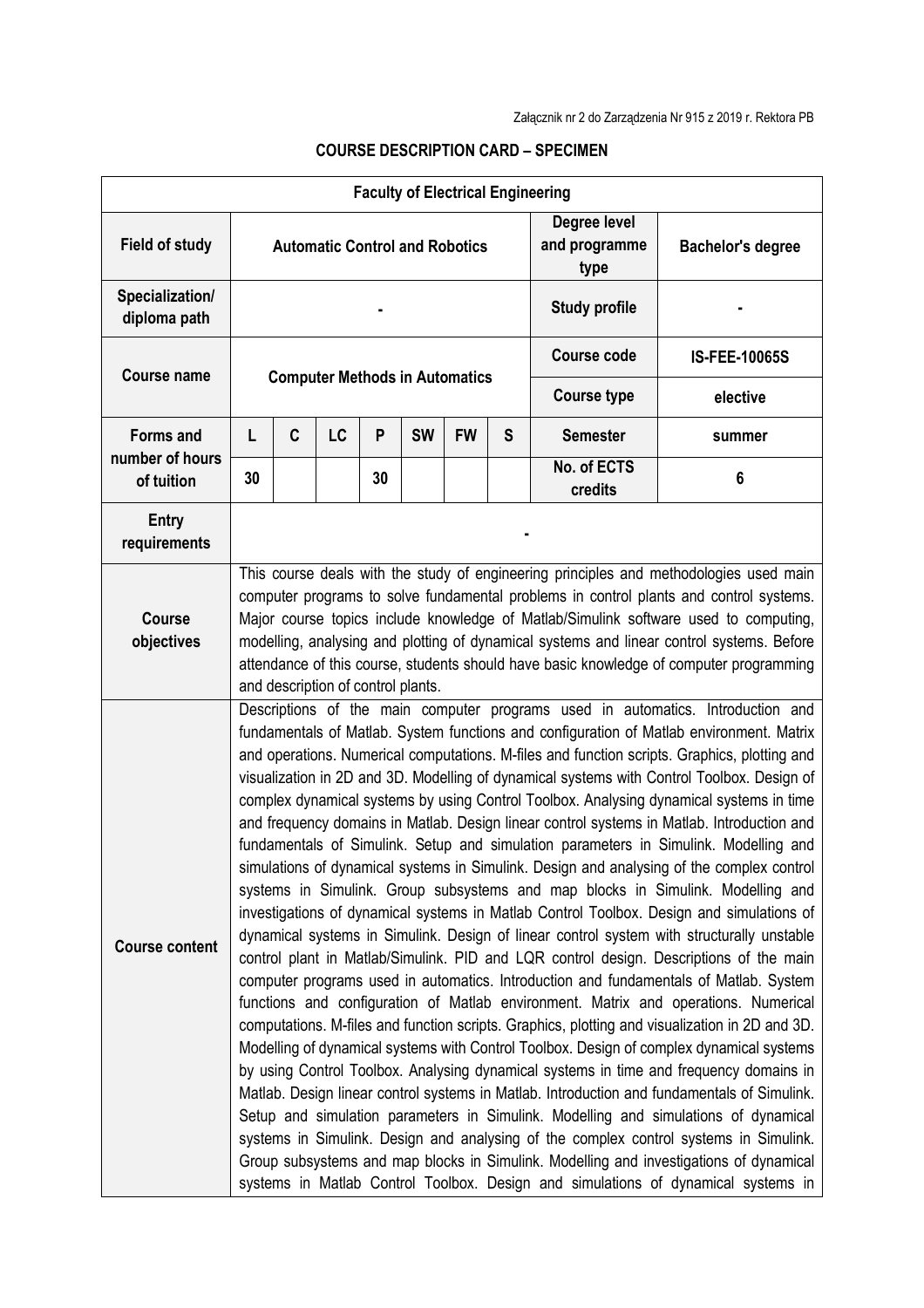Załącznik nr 2 do Zarządzenia Nr 915 z 2019 r. Rektora PB

**COURSE DESCRIPTION CARD – SPECIMEN**

| Faculty of Electrical Engineering | | | | | | | | | |
|---|---|---|---|---|---|---|---|---|---|
| **Field of study** | **Automatic Control and Robotics** | | | | | | | **Degree level and programme type** | **Bachelor's degree** |
| **Specialization/ diploma path** | - | | | | | | | **Study profile** | - |
| **Course name** | **Computer Methods in Automatics** | | | | | | | **Course code** | **IS-FEE-10065S** |
| | | | | | | | | **Course type** | **elective** |
| **Forms and number of hours of tuition** | **L** | **C** | **LC** | **P** | **SW** | **FW** | **S** | **Semester** | **summer** |
| | **30** | | | **30** | | | | **No. of ECTS credits** | **6** |
| **Entry requirements** | - | | | | | | | | |
| **Course objectives** | This course deals with the study of engineering principles and methodologies used main computer programs to solve fundamental problems in control plants and control systems. Major course topics include knowledge of Matlab/Simulink software used to computing, modelling, analysing and plotting of dynamical systems and linear control systems. Before attendance of this course, students should have basic knowledge of computer programming and description of control plants. | | | | | | | | |
| **Course content** | Descriptions of the main computer programs used in automatics. Introduction and fundamentals of Matlab. System functions and configuration of Matlab environment. Matrix and operations. Numerical computations. M-files and function scripts. Graphics, plotting and visualization in 2D and 3D. Modelling of dynamical systems with Control Toolbox. Design of complex dynamical systems by using Control Toolbox. Analysing dynamical systems in time and frequency domains in Matlab. Design linear control systems in Matlab. Introduction and fundamentals of Simulink. Setup and simulation parameters in Simulink. Modelling and simulations of dynamical systems in Simulink. Design and analysing of the complex control systems in Simulink. Group subsystems and map blocks in Simulink. Modelling and investigations of dynamical systems in Matlab Control Toolbox. Design and simulations of dynamical systems in Simulink. Design of linear control system with structurally unstable control plant in Matlab/Simulink. PID and LQR control design. Descriptions of the main computer programs used in automatics. Introduction and fundamentals of Matlab. System functions and configuration of Matlab environment. Matrix and operations. Numerical computations. M-files and function scripts. Graphics, plotting and visualization in 2D and 3D. Modelling of dynamical systems with Control Toolbox. Design of complex dynamical systems by using Control Toolbox. Analysing dynamical systems in time and frequency domains in Matlab. Design linear control systems in Matlab. Introduction and fundamentals of Simulink. Setup and simulation parameters in Simulink. Modelling and simulations of dynamical systems in Simulink. Design and analysing of the complex control systems in Simulink. Group subsystems and map blocks in Simulink. Modelling and investigations of dynamical systems in Matlab Control Toolbox. Design and simulations of dynamical systems in | | | | | | | | |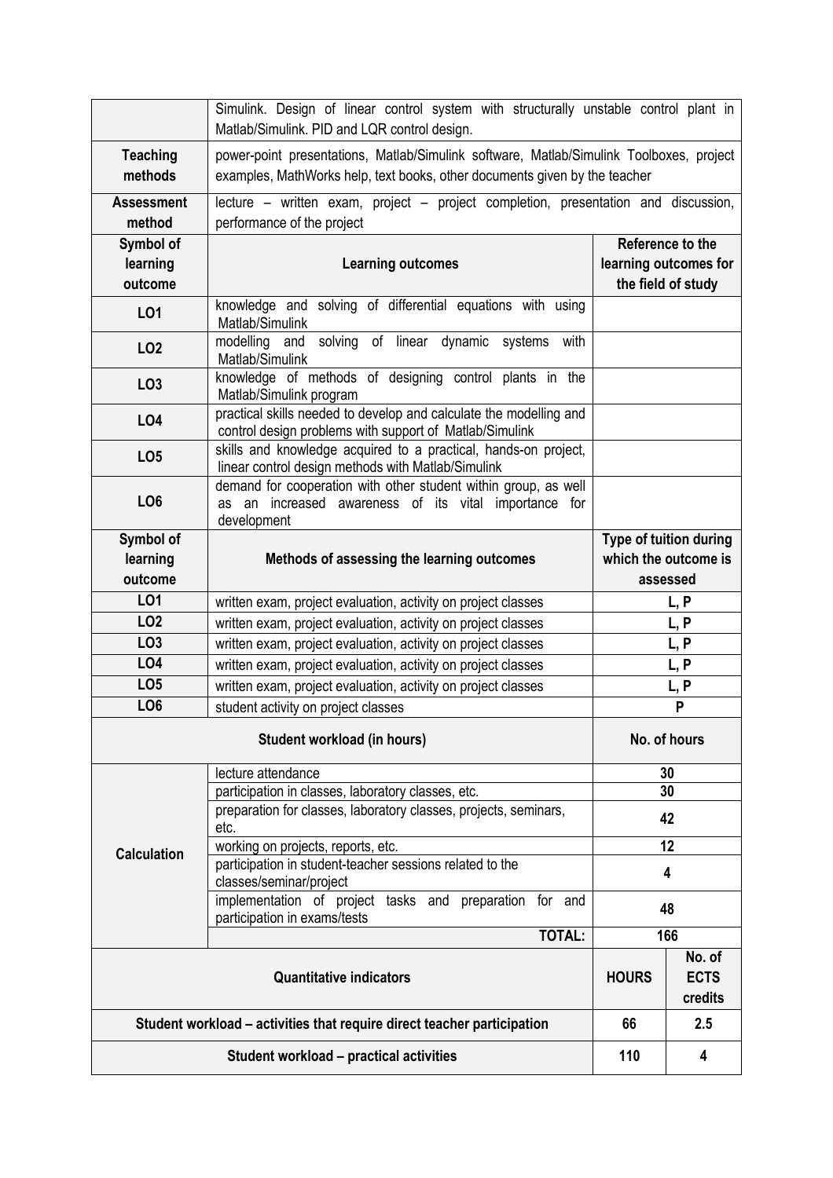|  | Simulink. Design of linear control system with structurally unstable control plant in Matlab/Simulink. PID and LQR control design. |  |  |
|---|---|---|---|
| **Teaching methods** | power-point presentations, Matlab/Simulink software, Matlab/Simulink Toolboxes, project examples, MathWorks help, text books, other documents given by the teacher |  |  |
| **Assessment method** | lecture – written exam, project – project completion, presentation and discussion, performance of the project |  |  |
| **Symbol of learning outcome** | **Learning outcomes** | **Reference to the learning outcomes for the field of study** |  |
| **LO1** | knowledge and solving of differential equations with using Matlab/Simulink |  |  |
| **LO2** | modelling and solving of linear dynamic systems with Matlab/Simulink |  |  |
| **LO3** | knowledge of methods of designing control plants in the Matlab/Simulink program |  |  |
| **LO4** | practical skills needed to develop and calculate the modelling and control design problems with support of Matlab/Simulink |  |  |
| **LO5** | skills and knowledge acquired to a practical, hands-on project, linear control design methods with Matlab/Simulink |  |  |
| **LO6** | demand for cooperation with other student within group, as well as an increased awareness of its vital importance for development |  |  |
| **Symbol of learning outcome** | **Methods of assessing the learning outcomes** | **Type of tuition during which the outcome is assessed** |  |
| **LO1** | written exam, project evaluation, activity on project classes | **L, P** |  |
| **LO2** | written exam, project evaluation, activity on project classes | **L, P** |  |
| **LO3** | written exam, project evaluation, activity on project classes | **L, P** |  |
| **LO4** | written exam, project evaluation, activity on project classes | **L, P** |  |
| **LO5** | written exam, project evaluation, activity on project classes | **L, P** |  |
| **LO6** | student activity on project classes | **P** |  |
| **Student workload (in hours)** |  | **No. of hours** |  |
| **Calculation** | lecture attendance | **30** |  |
|  | participation in classes, laboratory classes, etc. | **30** |  |
|  | preparation for classes, laboratory classes, projects, seminars, etc. | **42** |  |
|  | working on projects, reports, etc. | **12** |  |
|  | participation in student-teacher sessions related to the classes/seminar/project | **4** |  |
|  | implementation of project tasks and preparation for and participation in exams/tests | **48** |  |
|  | **TOTAL:** | **166** |  |
| **Quantitative indicators** |  | **HOURS** | **No. of ECTS credits** |
| **Student workload – activities that require direct teacher participation** |  | **66** | **2.5** |
| **Student workload – practical activities** |  | **110** | **4** |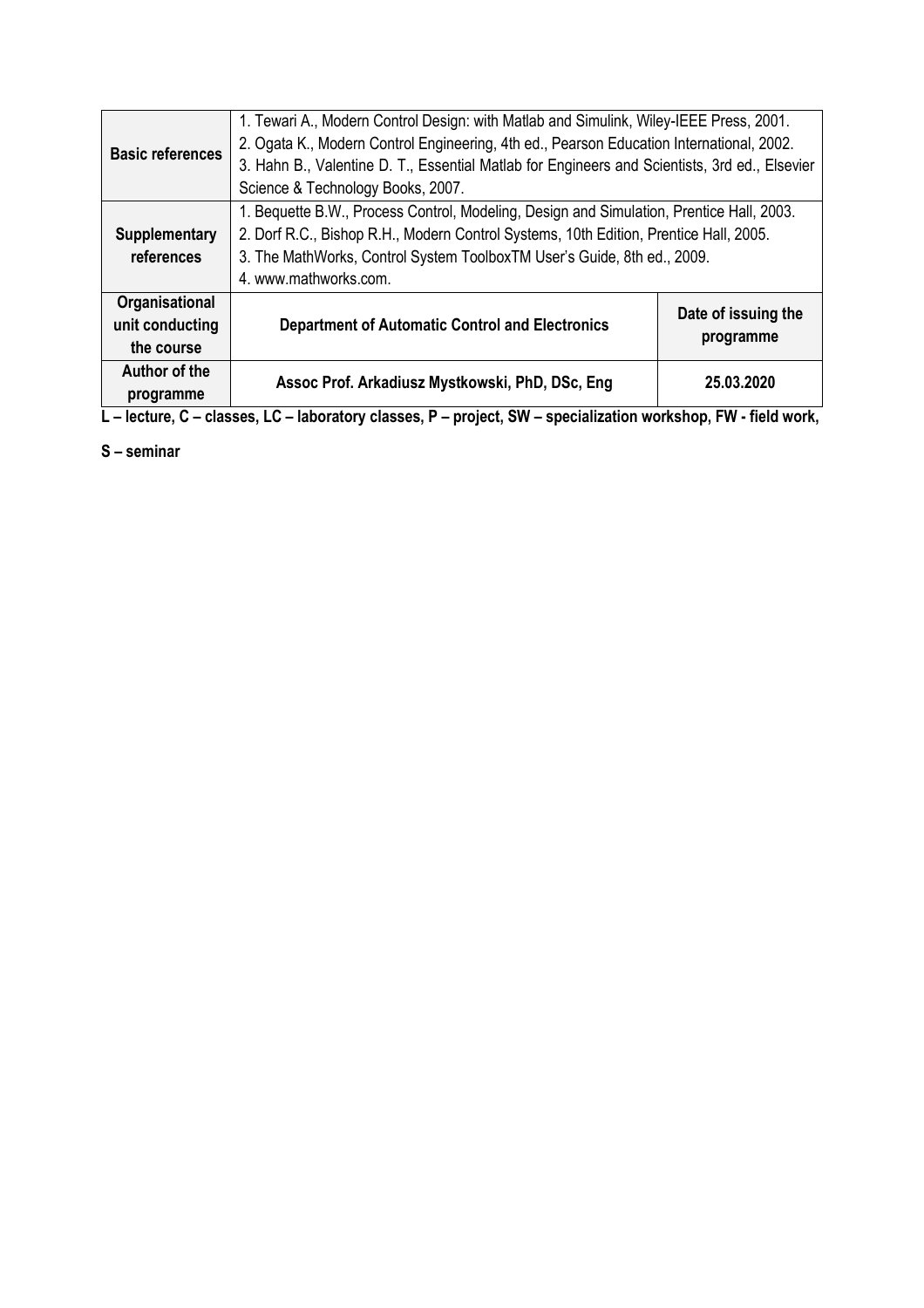| | | |
|---|---|---|
| **Basic references** | 1. Tewari A., Modern Control Design: with Matlab and Simulink, Wiley-IEEE Press, 2001.<br>2. Ogata K., Modern Control Engineering, 4th ed., Pearson Education International, 2002.<br>3. Hahn B., Valentine D. T., Essential Matlab for Engineers and Scientists, 3rd ed., Elsevier Science & Technology Books, 2007. | |
| **Supplementary references** | 1. Bequette B.W., Process Control, Modeling, Design and Simulation, Prentice Hall, 2003.<br>2. Dorf R.C., Bishop R.H., Modern Control Systems, 10th Edition, Prentice Hall, 2005.<br>3. The MathWorks, Control System ToolboxTM User's Guide, 8th ed., 2009.<br>4. www.mathworks.com. | |
| **Organisational unit conducting the course** | **Department of Automatic Control and Electronics** | **Date of issuing the programme** |
| **Author of the programme** | **Assoc Prof. Arkadiusz Mystkowski, PhD, DSc, Eng** | **25.03.2020** |

**L – lecture, C – classes, LC – laboratory classes, P – project, SW – specialization workshop, FW - field work, S – seminar**